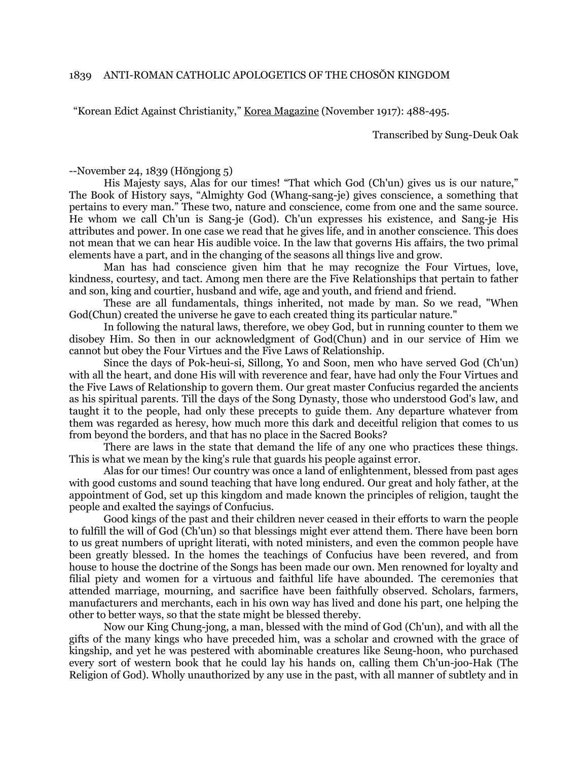1839 ANTI-ROMAN CATHOLIC APOLOGETICS OF THE CHOSŎN KINGDOM

"Korean Edict Against Christianity," Korea Magazine (November 1917): 488-495.

Transcribed by Sung-Deuk Oak

--November 24, 1839 (Hŏngjong 5)

His Majesty says, Alas for our times! "That which God (Ch'un) gives us is our nature," The Book of History says, "Almighty God (Whang-sang-je) gives conscience, a something that pertains to every man." These two, nature and conscience, come from one and the same source. He whom we call Ch'un is Sang-je (God). Ch'un expresses his existence, and Sang-je His attributes and power. In one case we read that he gives life, and in another conscience. This does not mean that we can hear His audible voice. In the law that governs His affairs, the two primal elements have a part, and in the changing of the seasons all things live and grow.

Man has had conscience given him that he may recognize the Four Virtues, love, kindness, courtesy, and tact. Among men there are the Five Relationships that pertain to father and son, king and courtier, husband and wife, age and youth, and friend and friend.

These are all fundamentals, things inherited, not made by man. So we read, "When God(Chun) created the universe he gave to each created thing its particular nature."

In following the natural laws, therefore, we obey God, but in running counter to them we disobey Him. So then in our acknowledgment of God(Chun) and in our service of Him we cannot but obey the Four Virtues and the Five Laws of Relationship.

Since the days of Pok-heui-si, Sillong, Yo and Soon, men who have served God (Ch'un) with all the heart, and done His will with reverence and fear, have had only the Four Virtues and the Five Laws of Relationship to govern them. Our great master Confucius regarded the ancients as his spiritual parents. Till the days of the Song Dynasty, those who understood God's law, and taught it to the people, had only these precepts to guide them. Any departure whatever from them was regarded as heresy, how much more this dark and deceitful religion that comes to us from beyond the borders, and that has no place in the Sacred Books?

There are laws in the state that demand the life of any one who practices these things. This is what we mean by the king's rule that guards his people against error.

Alas for our times! Our country was once a land of enlightenment, blessed from past ages with good customs and sound teaching that have long endured. Our great and holy father, at the appointment of God, set up this kingdom and made known the principles of religion, taught the people and exalted the sayings of Confucius.

Good kings of the past and their children never ceased in their efforts to warn the people to fulfill the will of God (Ch'un) so that blessings might ever attend them. There have been born to us great numbers of upright literati, with noted ministers, and even the common people have been greatly blessed. In the homes the teachings of Confucius have been revered, and from house to house the doctrine of the Songs has been made our own. Men renowned for loyalty and filial piety and women for a virtuous and faithful life have abounded. The ceremonies that attended marriage, mourning, and sacrifice have been faithfully observed. Scholars, farmers, manufacturers and merchants, each in his own way has lived and done his part, one helping the other to better ways, so that the state might be blessed thereby.

Now our King Chung-jong, a man, blessed with the mind of God (Ch'un), and with all the gifts of the many kings who have preceded him, was a scholar and crowned with the grace of kingship, and yet he was pestered with abominable creatures like Seung-hoon, who purchased every sort of western book that he could lay his hands on, calling them Ch'un-joo-Hak (The Religion of God). Wholly unauthorized by any use in the past, with all manner of subtlety and in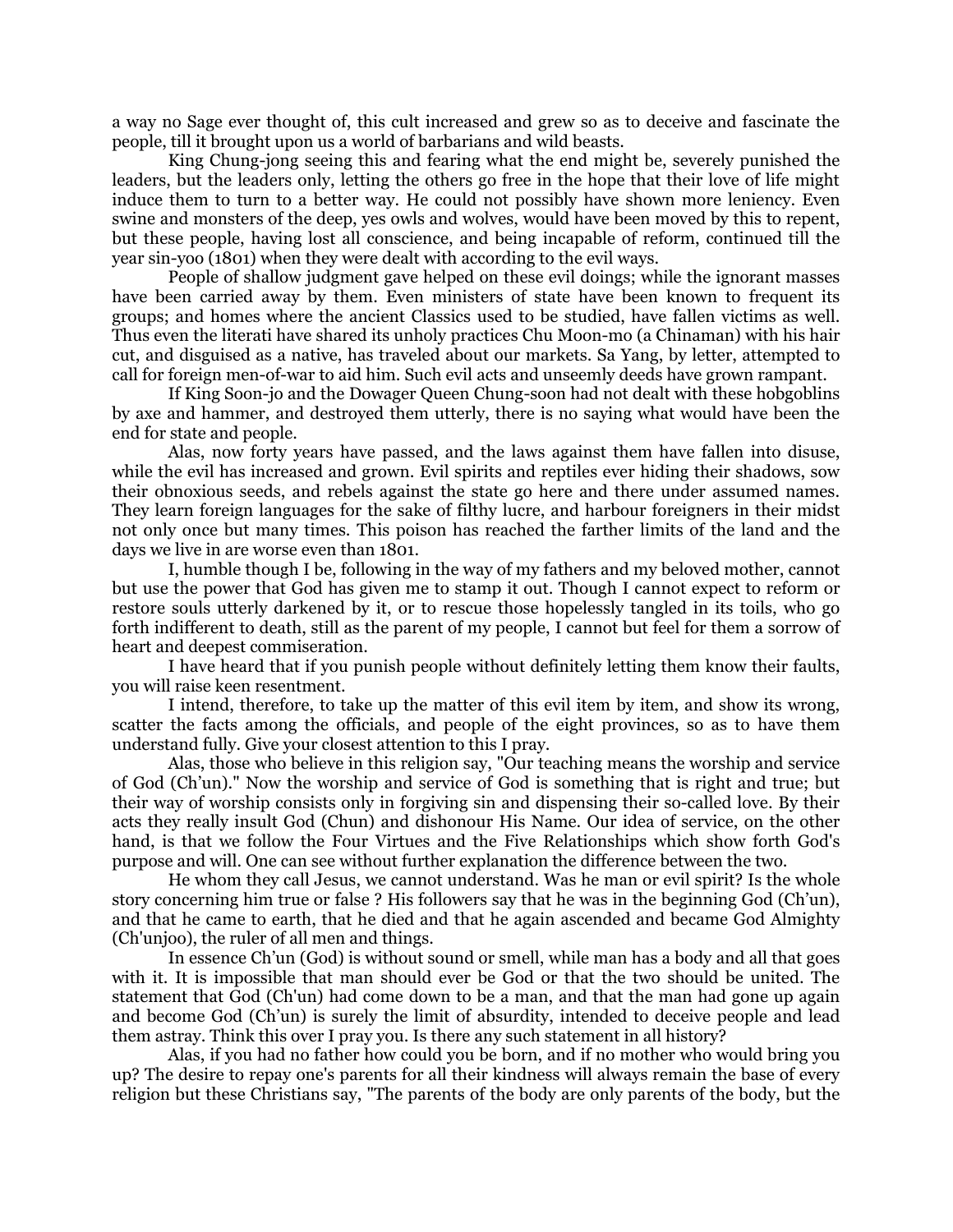a way no Sage ever thought of, this cult increased and grew so as to deceive and fascinate the people, till it brought upon us a world of barbarians and wild beasts.

King Chung-jong seeing this and fearing what the end might be, severely punished the leaders, but the leaders only, letting the others go free in the hope that their love of life might induce them to turn to a better way. He could not possibly have shown more leniency. Even swine and monsters of the deep, yes owls and wolves, would have been moved by this to repent, but these people, having lost all conscience, and being incapable of reform, continued till the year sin-yoo (1801) when they were dealt with according to the evil ways.

People of shallow judgment gave helped on these evil doings; while the ignorant masses have been carried away by them. Even ministers of state have been known to frequent its groups; and homes where the ancient Classics used to be studied, have fallen victims as well. Thus even the literati have shared its unholy practices Chu Moon-mo (a Chinaman) with his hair cut, and disguised as a native, has traveled about our markets. Sa Yang, by letter, attempted to call for foreign men-of-war to aid him. Such evil acts and unseemly deeds have grown rampant.

If King Soon-jo and the Dowager Queen Chung-soon had not dealt with these hobgoblins by axe and hammer, and destroyed them utterly, there is no saying what would have been the end for state and people.

Alas, now forty years have passed, and the laws against them have fallen into disuse, while the evil has increased and grown. Evil spirits and reptiles ever hiding their shadows, sow their obnoxious seeds, and rebels against the state go here and there under assumed names. They learn foreign languages for the sake of filthy lucre, and harbour foreigners in their midst not only once but many times. This poison has reached the farther limits of the land and the days we live in are worse even than 1801.

I, humble though I be, following in the way of my fathers and my beloved mother, cannot but use the power that God has given me to stamp it out. Though I cannot expect to reform or restore souls utterly darkened by it, or to rescue those hopelessly tangled in its toils, who go forth indifferent to death, still as the parent of my people, I cannot but feel for them a sorrow of heart and deepest commiseration.

I have heard that if you punish people without definitely letting them know their faults, you will raise keen resentment.

I intend, therefore, to take up the matter of this evil item by item, and show its wrong, scatter the facts among the officials, and people of the eight provinces, so as to have them understand fully. Give your closest attention to this I pray.

Alas, those who believe in this religion say, "Our teaching means the worship and service of God (Ch'un)." Now the worship and service of God is something that is right and true; but their way of worship consists only in forgiving sin and dispensing their so-called love. By their acts they really insult God (Chun) and dishonour His Name. Our idea of service, on the other hand, is that we follow the Four Virtues and the Five Relationships which show forth God's purpose and will. One can see without further explanation the difference between the two.

He whom they call Jesus, we cannot understand. Was he man or evil spirit? Is the whole story concerning him true or false ? His followers say that he was in the beginning God (Ch'un), and that he came to earth, that he died and that he again ascended and became God Almighty (Ch'unjoo), the ruler of all men and things.

In essence Ch'un (God) is without sound or smell, while man has a body and all that goes with it. It is impossible that man should ever be God or that the two should be united. The statement that God (Ch'un) had come down to be a man, and that the man had gone up again and become God (Ch'un) is surely the limit of absurdity, intended to deceive people and lead them astray. Think this over I pray you. Is there any such statement in all history?

Alas, if you had no father how could you be born, and if no mother who would bring you up? The desire to repay one's parents for all their kindness will always remain the base of every religion but these Christians say, "The parents of the body are only parents of the body, but the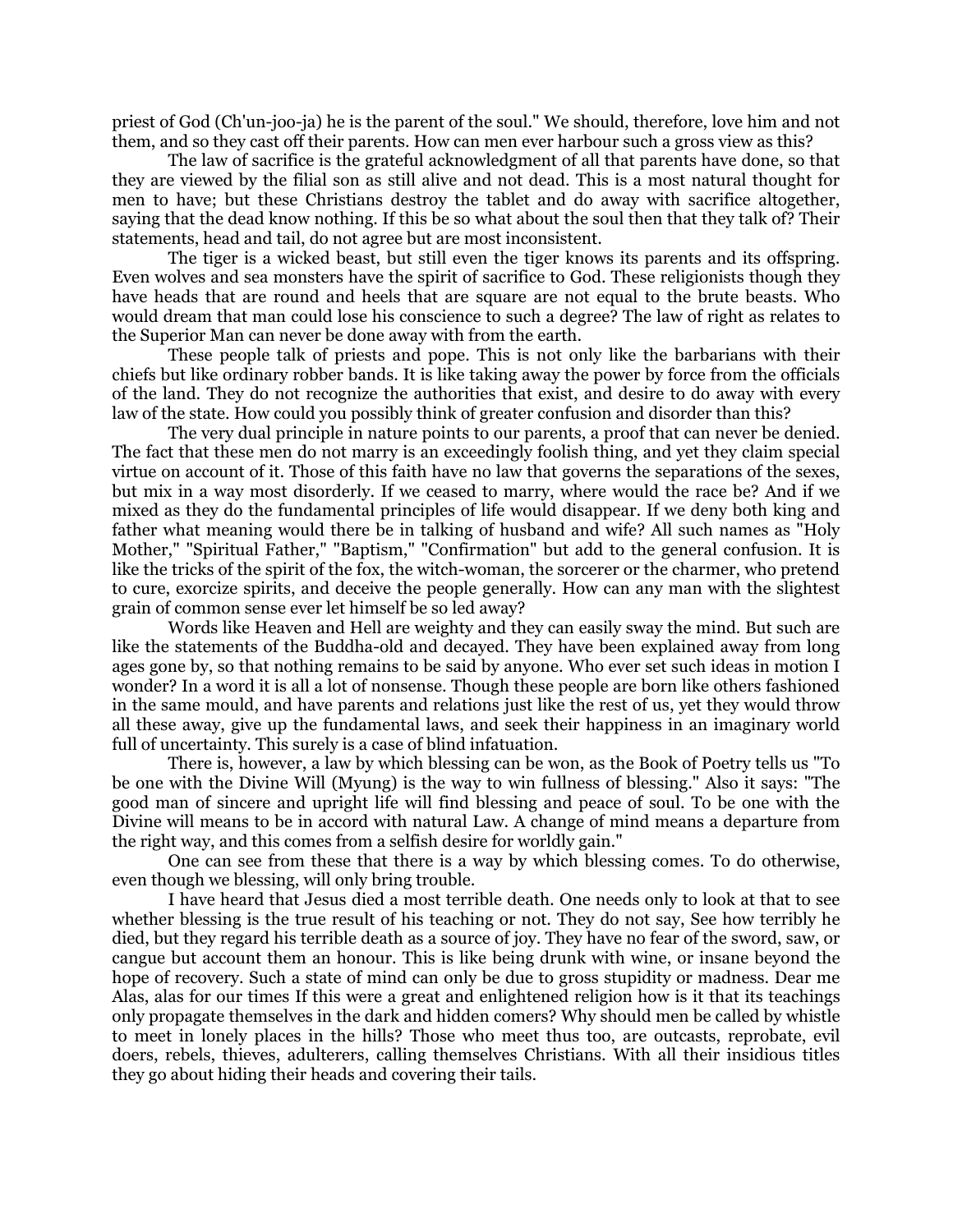priest of God (Ch'un-joo-ja) he is the parent of the soul." We should, therefore, love him and not them, and so they cast off their parents. How can men ever harbour such a gross view as this?

The law of sacrifice is the grateful acknowledgment of all that parents have done, so that they are viewed by the filial son as still alive and not dead. This is a most natural thought for men to have; but these Christians destroy the tablet and do away with sacrifice altogether, saying that the dead know nothing. If this be so what about the soul then that they talk of? Their statements, head and tail, do not agree but are most inconsistent.

The tiger is a wicked beast, but still even the tiger knows its parents and its offspring. Even wolves and sea monsters have the spirit of sacrifice to God. These religionists though they have heads that are round and heels that are square are not equal to the brute beasts. Who would dream that man could lose his conscience to such a degree? The law of right as relates to the Superior Man can never be done away with from the earth.

These people talk of priests and pope. This is not only like the barbarians with their chiefs but like ordinary robber bands. It is like taking away the power by force from the officials of the land. They do not recognize the authorities that exist, and desire to do away with every law of the state. How could you possibly think of greater confusion and disorder than this?

The very dual principle in nature points to our parents, a proof that can never be denied. The fact that these men do not marry is an exceedingly foolish thing, and yet they claim special virtue on account of it. Those of this faith have no law that governs the separations of the sexes, but mix in a way most disorderly. If we ceased to marry, where would the race be? And if we mixed as they do the fundamental principles of life would disappear. If we deny both king and father what meaning would there be in talking of husband and wife? All such names as "Holy Mother," "Spiritual Father," "Baptism," "Confirmation" but add to the general confusion. It is like the tricks of the spirit of the fox, the witch-woman, the sorcerer or the charmer, who pretend to cure, exorcize spirits, and deceive the people generally. How can any man with the slightest grain of common sense ever let himself be so led away?

Words like Heaven and Hell are weighty and they can easily sway the mind. But such are like the statements of the Buddha-old and decayed. They have been explained away from long ages gone by, so that nothing remains to be said by anyone. Who ever set such ideas in motion I wonder? In a word it is all a lot of nonsense. Though these people are born like others fashioned in the same mould, and have parents and relations just like the rest of us, yet they would throw all these away, give up the fundamental laws, and seek their happiness in an imaginary world full of uncertainty. This surely is a case of blind infatuation.

There is, however, a law by which blessing can be won, as the Book of Poetry tells us "To be one with the Divine Will (Myung) is the way to win fullness of blessing." Also it says: "The good man of sincere and upright life will find blessing and peace of soul. To be one with the Divine will means to be in accord with natural Law. A change of mind means a departure from the right way, and this comes from a selfish desire for worldly gain."

One can see from these that there is a way by which blessing comes. To do otherwise, even though we blessing, will only bring trouble.

I have heard that Jesus died a most terrible death. One needs only to look at that to see whether blessing is the true result of his teaching or not. They do not say, See how terribly he died, but they regard his terrible death as a source of joy. They have no fear of the sword, saw, or cangue but account them an honour. This is like being drunk with wine, or insane beyond the hope of recovery. Such a state of mind can only be due to gross stupidity or madness. Dear me Alas, alas for our times If this were a great and enlightened religion how is it that its teachings only propagate themselves in the dark and hidden comers? Why should men be called by whistle to meet in lonely places in the hills? Those who meet thus too, are outcasts, reprobate, evil doers, rebels, thieves, adulterers, calling themselves Christians. With all their insidious titles they go about hiding their heads and covering their tails.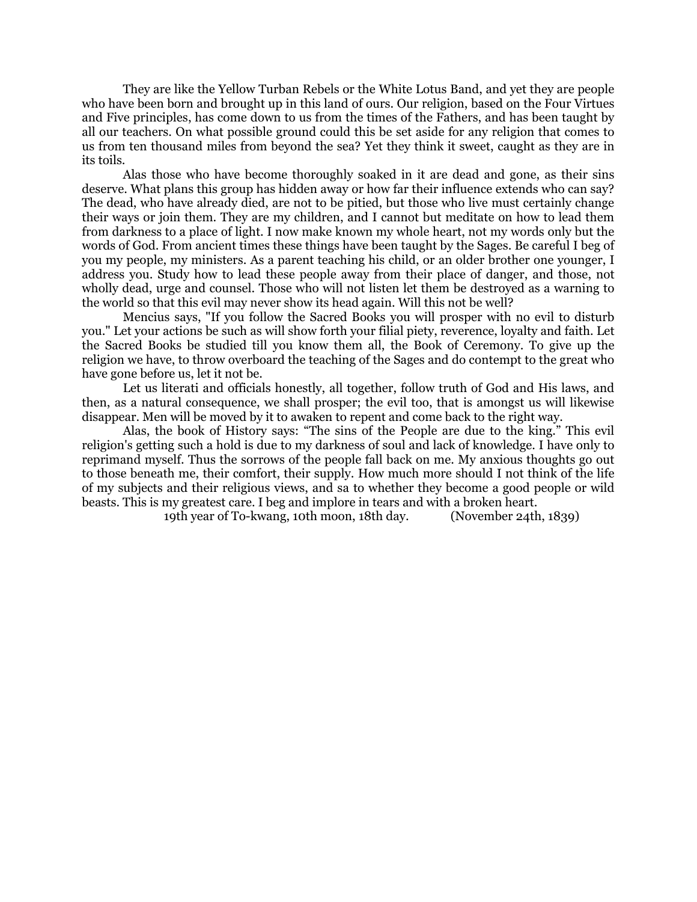They are like the Yellow Turban Rebels or the White Lotus Band, and yet they are people who have been born and brought up in this land of ours. Our religion, based on the Four Virtues and Five principles, has come down to us from the times of the Fathers, and has been taught by all our teachers. On what possible ground could this be set aside for any religion that comes to us from ten thousand miles from beyond the sea? Yet they think it sweet, caught as they are in its toils.

Alas those who have become thoroughly soaked in it are dead and gone, as their sins deserve. What plans this group has hidden away or how far their influence extends who can say? The dead, who have already died, are not to be pitied, but those who live must certainly change their ways or join them. They are my children, and I cannot but meditate on how to lead them from darkness to a place of light. I now make known my whole heart, not my words only but the words of God. From ancient times these things have been taught by the Sages. Be careful I beg of you my people, my ministers. As a parent teaching his child, or an older brother one younger, I address you. Study how to lead these people away from their place of danger, and those, not wholly dead, urge and counsel. Those who will not listen let them be destroyed as a warning to the world so that this evil may never show its head again. Will this not be well?

Mencius says, "If you follow the Sacred Books you will prosper with no evil to disturb you." Let your actions be such as will show forth your filial piety, reverence, loyalty and faith. Let the Sacred Books be studied till you know them all, the Book of Ceremony. To give up the religion we have, to throw overboard the teaching of the Sages and do contempt to the great who have gone before us, let it not be.

Let us literati and officials honestly, all together, follow truth of God and His laws, and then, as a natural consequence, we shall prosper; the evil too, that is amongst us will likewise disappear. Men will be moved by it to awaken to repent and come back to the right way.

Alas, the book of History says: "The sins of the People are due to the king." This evil religion's getting such a hold is due to my darkness of soul and lack of knowledge. I have only to reprimand myself. Thus the sorrows of the people fall back on me. My anxious thoughts go out to those beneath me, their comfort, their supply. How much more should I not think of the life of my subjects and their religious views, and sa to whether they become a good people or wild beasts. This is my greatest care. I beg and implore in tears and with a broken heart.

19th year of To-kwang, 10th moon, 18th day. (November 24th, 1839)